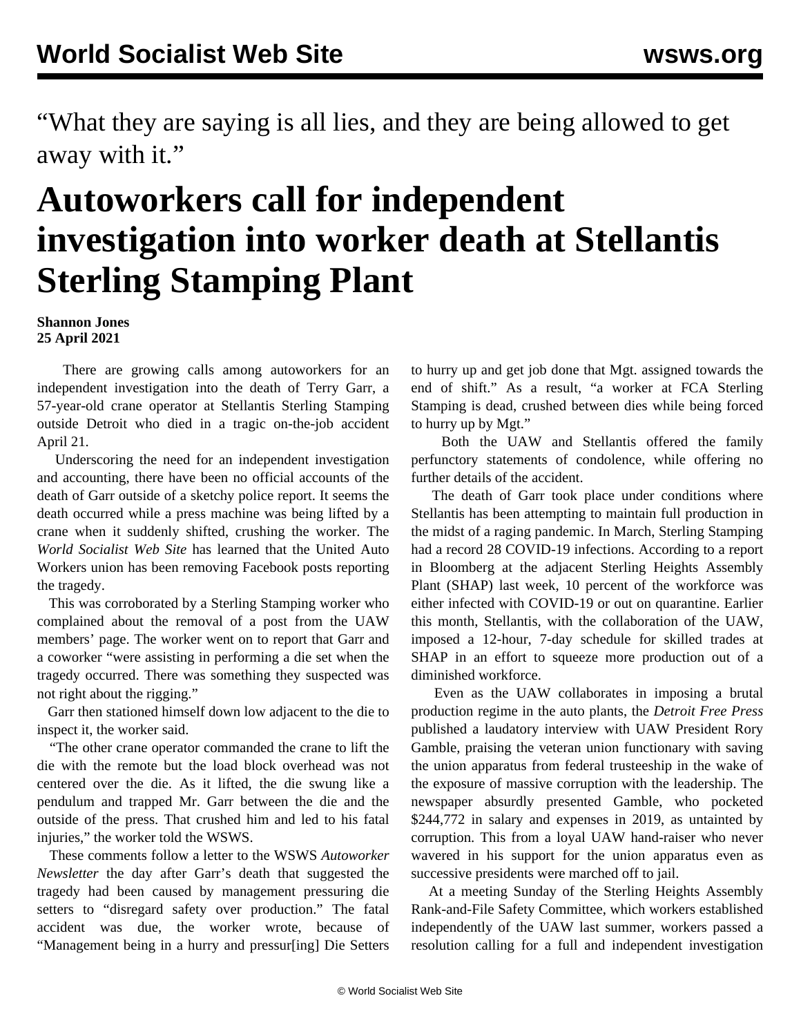“What they are saying is all lies, and they are being allowed to get away with it.”

# Autoworkers call for independent investigation into worker death at Stellantis Sterling Stamping Plant

**Shannon Jones**
**25 April 2021**

There are growing calls among autoworkers for an independent investigation into the death of Terry Garr, a 57-year-old crane operator at Stellantis Sterling Stamping outside Detroit who died in a tragic on-the-job accident April 21.

Underscoring the need for an independent investigation and accounting, there have been no official accounts of the death of Garr outside of a sketchy police report. It seems the death occurred while a press machine was being lifted by a crane when it suddenly shifted, crushing the worker. The *World Socialist Web Site* has learned that the United Auto Workers union has been removing Facebook posts reporting the tragedy.

This was corroborated by a Sterling Stamping worker who complained about the removal of a post from the UAW members’ page. The worker went on to report that Garr and a coworker “were assisting in performing a die set when the tragedy occurred. There was something they suspected was not right about the rigging.”

Garr then stationed himself down low adjacent to the die to inspect it, the worker said.

“The other crane operator commanded the crane to lift the die with the remote but the load block overhead was not centered over the die. As it lifted, the die swung like a pendulum and trapped Mr. Garr between the die and the outside of the press. That crushed him and led to his fatal injuries,” the worker told the WSWS.

These comments follow a letter to the WSWS *Autoworker Newsletter* the day after Garr’s death that suggested the tragedy had been caused by management pressuring die setters to “disregard safety over production.” The fatal accident was due, the worker wrote, because of “Management being in a hurry and pressur[ing] Die Setters to hurry up and get job done that Mgt. assigned towards the end of shift.” As a result, “a worker at FCA Sterling Stamping is dead, crushed between dies while being forced to hurry up by Mgt.”

Both the UAW and Stellantis offered the family perfunctory statements of condolence, while offering no further details of the accident.

The death of Garr took place under conditions where Stellantis has been attempting to maintain full production in the midst of a raging pandemic. In March, Sterling Stamping had a record 28 COVID-19 infections. According to a report in Bloomberg at the adjacent Sterling Heights Assembly Plant (SHAP) last week, 10 percent of the workforce was either infected with COVID-19 or out on quarantine. Earlier this month, Stellantis, with the collaboration of the UAW, imposed a 12-hour, 7-day schedule for skilled trades at SHAP in an effort to squeeze more production out of a diminished workforce.

Even as the UAW collaborates in imposing a brutal production regime in the auto plants, the *Detroit Free Press* published a laudatory interview with UAW President Rory Gamble, praising the veteran union functionary with saving the union apparatus from federal trusteeship in the wake of the exposure of massive corruption with the leadership. The newspaper absurdly presented Gamble, who pocketed $244,772 in salary and expenses in 2019, as untainted by corruption. This from a loyal UAW hand-raiser who never wavered in his support for the union apparatus even as successive presidents were marched off to jail.

At a meeting Sunday of the Sterling Heights Assembly Rank-and-File Safety Committee, which workers established independently of the UAW last summer, workers passed a resolution calling for a full and independent investigation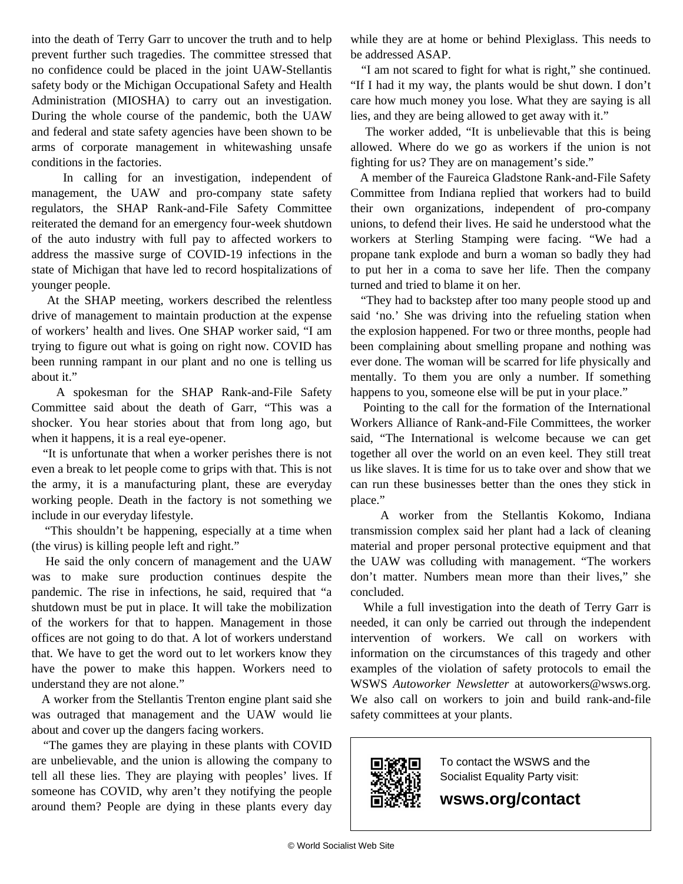into the death of Terry Garr to uncover the truth and to help prevent further such tragedies. The committee stressed that no confidence could be placed in the joint UAW-Stellantis safety body or the Michigan Occupational Safety and Health Administration (MIOSHA) to carry out an investigation. During the whole course of the pandemic, both the UAW and federal and state safety agencies have been shown to be arms of corporate management in whitewashing unsafe conditions in the factories.

In calling for an investigation, independent of management, the UAW and pro-company state safety regulators, the SHAP Rank-and-File Safety Committee reiterated the demand for an emergency four-week shutdown of the auto industry with full pay to affected workers to address the massive surge of COVID-19 infections in the state of Michigan that have led to record hospitalizations of younger people.

At the SHAP meeting, workers described the relentless drive of management to maintain production at the expense of workers' health and lives. One SHAP worker said, "I am trying to figure out what is going on right now. COVID has been running rampant in our plant and no one is telling us about it."

A spokesman for the SHAP Rank-and-File Safety Committee said about the death of Garr, "This was a shocker. You hear stories about that from long ago, but when it happens, it is a real eye-opener.

"It is unfortunate that when a worker perishes there is not even a break to let people come to grips with that. This is not the army, it is a manufacturing plant, these are everyday working people. Death in the factory is not something we include in our everyday lifestyle.

"This shouldn't be happening, especially at a time when (the virus) is killing people left and right."

He said the only concern of management and the UAW was to make sure production continues despite the pandemic. The rise in infections, he said, required that "a shutdown must be put in place. It will take the mobilization of the workers for that to happen. Management in those offices are not going to do that. A lot of workers understand that. We have to get the word out to let workers know they have the power to make this happen. Workers need to understand they are not alone."

A worker from the Stellantis Trenton engine plant said she was outraged that management and the UAW would lie about and cover up the dangers facing workers.

"The games they are playing in these plants with COVID are unbelievable, and the union is allowing the company to tell all these lies. They are playing with peoples' lives. If someone has COVID, why aren't they notifying the people around them? People are dying in these plants every day while they are at home or behind Plexiglass. This needs to be addressed ASAP.

"I am not scared to fight for what is right," she continued. "If I had it my way, the plants would be shut down. I don't care how much money you lose. What they are saying is all lies, and they are being allowed to get away with it."

The worker added, "It is unbelievable that this is being allowed. Where do we go as workers if the union is not fighting for us? They are on management's side."

A member of the Faureica Gladstone Rank-and-File Safety Committee from Indiana replied that workers had to build their own organizations, independent of pro-company unions, to defend their lives. He said he understood what the workers at Sterling Stamping were facing. "We had a propane tank explode and burn a woman so badly they had to put her in a coma to save her life. Then the company turned and tried to blame it on her.

"They had to backstep after too many people stood up and said 'no.' She was driving into the refueling station when the explosion happened. For two or three months, people had been complaining about smelling propane and nothing was ever done. The woman will be scarred for life physically and mentally. To them you are only a number. If something happens to you, someone else will be put in your place."

Pointing to the call for the formation of the International Workers Alliance of Rank-and-File Committees, the worker said, "The International is welcome because we can get together all over the world on an even keel. They still treat us like slaves. It is time for us to take over and show that we can run these businesses better than the ones they stick in place."

A worker from the Stellantis Kokomo, Indiana transmission complex said her plant had a lack of cleaning material and proper personal protective equipment and that the UAW was colluding with management. "The workers don't matter. Numbers mean more than their lives," she concluded.

While a full investigation into the death of Terry Garr is needed, it can only be carried out through the independent intervention of workers. We call on workers with information on the circumstances of this tragedy and other examples of the violation of safety protocols to email the WSWS *Autoworker Newsletter* at autoworkers@wsws.org. We also call on workers to join and build rank-and-file safety committees at your plants.

To contact the WSWS and the Socialist Equality Party visit:

**wsws.org/contact**